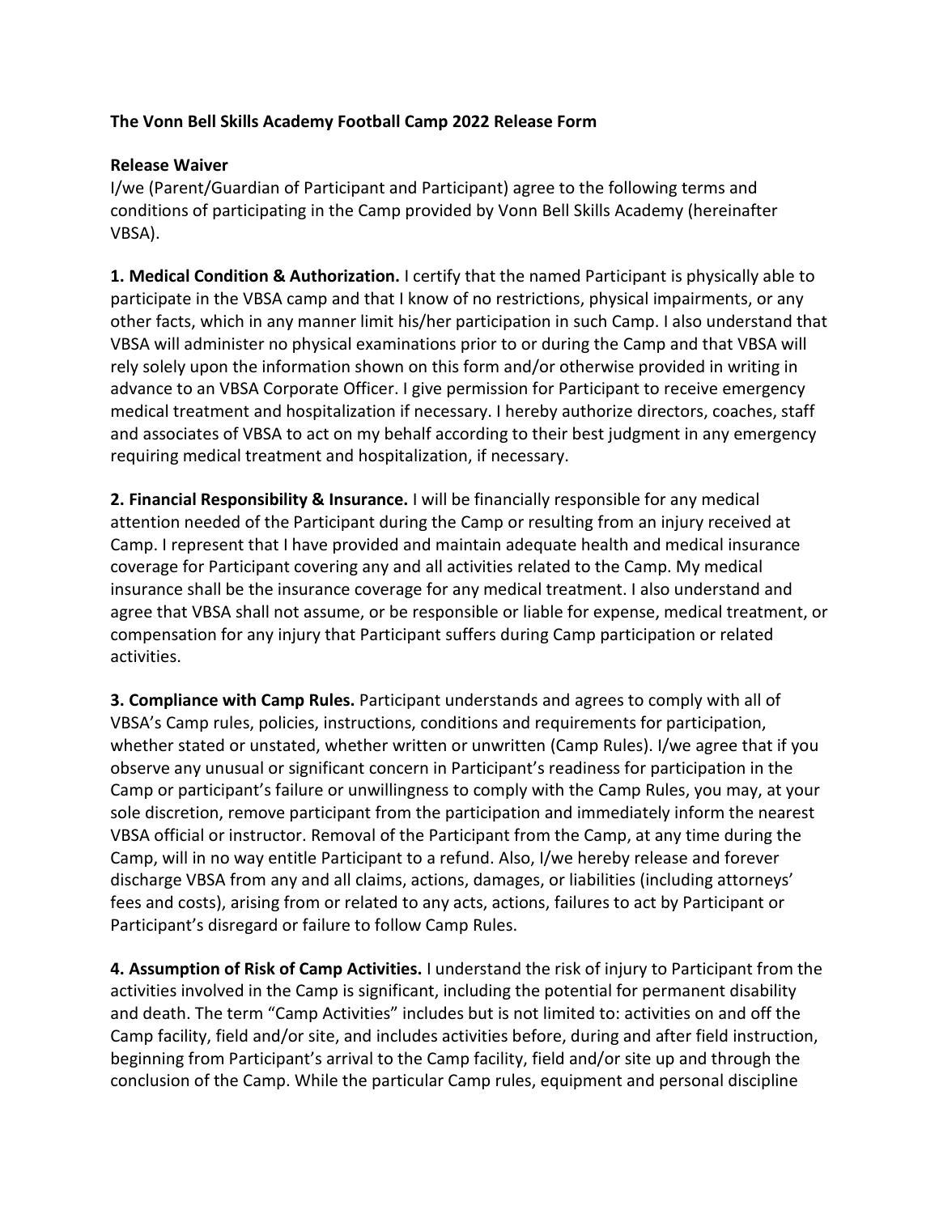**The Vonn Bell Skills Academy Football Camp 2022 Release Form**

**Release Waiver**

I/we (Parent/Guardian of Participant and Participant) agree to the following terms and conditions of participating in the Camp provided by Vonn Bell Skills Academy (hereinafter VBSA).

**1. Medical Condition & Authorization.** I certify that the named Participant is physically able to participate in the VBSA camp and that I know of no restrictions, physical impairments, or any other facts, which in any manner limit his/her participation in such Camp. I also understand that VBSA will administer no physical examinations prior to or during the Camp and that VBSA will rely solely upon the information shown on this form and/or otherwise provided in writing in advance to an VBSA Corporate Officer. I give permission for Participant to receive emergency medical treatment and hospitalization if necessary. I hereby authorize directors, coaches, staff and associates of VBSA to act on my behalf according to their best judgment in any emergency requiring medical treatment and hospitalization, if necessary.

**2. Financial Responsibility & Insurance.** I will be financially responsible for any medical attention needed of the Participant during the Camp or resulting from an injury received at Camp. I represent that I have provided and maintain adequate health and medical insurance coverage for Participant covering any and all activities related to the Camp. My medical insurance shall be the insurance coverage for any medical treatment. I also understand and agree that VBSA shall not assume, or be responsible or liable for expense, medical treatment, or compensation for any injury that Participant suffers during Camp participation or related activities.

**3. Compliance with Camp Rules.** Participant understands and agrees to comply with all of VBSA's Camp rules, policies, instructions, conditions and requirements for participation, whether stated or unstated, whether written or unwritten (Camp Rules). I/we agree that if you observe any unusual or significant concern in Participant's readiness for participation in the Camp or participant's failure or unwillingness to comply with the Camp Rules, you may, at your sole discretion, remove participant from the participation and immediately inform the nearest VBSA official or instructor. Removal of the Participant from the Camp, at any time during the Camp, will in no way entitle Participant to a refund. Also, I/we hereby release and forever discharge VBSA from any and all claims, actions, damages, or liabilities (including attorneys' fees and costs), arising from or related to any acts, actions, failures to act by Participant or Participant's disregard or failure to follow Camp Rules.

**4. Assumption of Risk of Camp Activities.** I understand the risk of injury to Participant from the activities involved in the Camp is significant, including the potential for permanent disability and death. The term "Camp Activities" includes but is not limited to: activities on and off the Camp facility, field and/or site, and includes activities before, during and after field instruction, beginning from Participant's arrival to the Camp facility, field and/or site up and through the conclusion of the Camp. While the particular Camp rules, equipment and personal discipline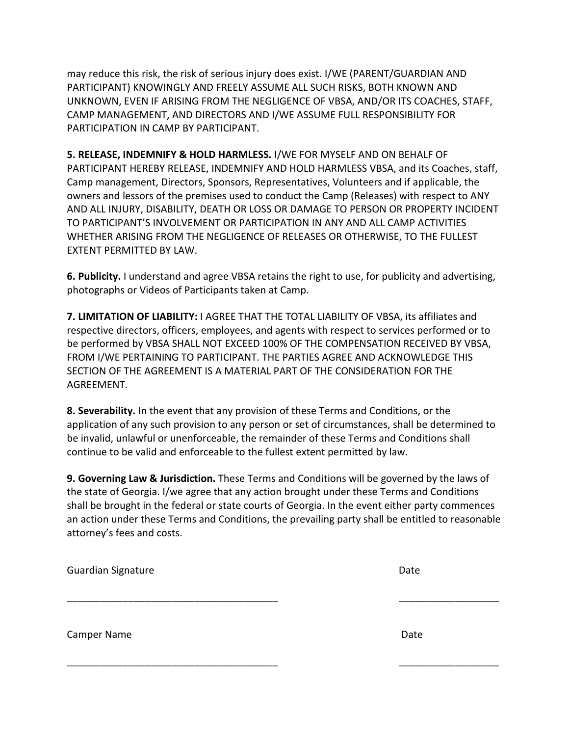may reduce this risk, the risk of serious injury does exist. I/WE (PARENT/GUARDIAN AND PARTICIPANT) KNOWINGLY AND FREELY ASSUME ALL SUCH RISKS, BOTH KNOWN AND UNKNOWN, EVEN IF ARISING FROM THE NEGLIGENCE OF VBSA, AND/OR ITS COACHES, STAFF, CAMP MANAGEMENT, AND DIRECTORS AND I/WE ASSUME FULL RESPONSIBILITY FOR PARTICIPATION IN CAMP BY PARTICIPANT.

**5. RELEASE, INDEMNIFY & HOLD HARMLESS.** I/WE FOR MYSELF AND ON BEHALF OF PARTICIPANT HEREBY RELEASE, INDEMNIFY AND HOLD HARMLESS VBSA, and its Coaches, staff, Camp management, Directors, Sponsors, Representatives, Volunteers and if applicable, the owners and lessors of the premises used to conduct the Camp (Releases) with respect to ANY AND ALL INJURY, DISABILITY, DEATH OR LOSS OR DAMAGE TO PERSON OR PROPERTY INCIDENT TO PARTICIPANT'S INVOLVEMENT OR PARTICIPATION IN ANY AND ALL CAMP ACTIVITIES WHETHER ARISING FROM THE NEGLIGENCE OF RELEASES OR OTHERWISE, TO THE FULLEST EXTENT PERMITTED BY LAW.

**6. Publicity.** I understand and agree VBSA retains the right to use, for publicity and advertising, photographs or Videos of Participants taken at Camp.

**7. LIMITATION OF LIABILITY:** I AGREE THAT THE TOTAL LIABILITY OF VBSA, its affiliates and respective directors, officers, employees, and agents with respect to services performed or to be performed by VBSA SHALL NOT EXCEED 100% OF THE COMPENSATION RECEIVED BY VBSA, FROM I/WE PERTAINING TO PARTICIPANT. THE PARTIES AGREE AND ACKNOWLEDGE THIS SECTION OF THE AGREEMENT IS A MATERIAL PART OF THE CONSIDERATION FOR THE AGREEMENT.

**8. Severability.** In the event that any provision of these Terms and Conditions, or the application of any such provision to any person or set of circumstances, shall be determined to be invalid, unlawful or unenforceable, the remainder of these Terms and Conditions shall continue to be valid and enforceable to the fullest extent permitted by law.

**9. Governing Law & Jurisdiction.** These Terms and Conditions will be governed by the laws of the state of Georgia. I/we agree that any action brought under these Terms and Conditions shall be brought in the federal or state courts of Georgia. In the event either party commences an action under these Terms and Conditions, the prevailing party shall be entitled to reasonable attorney's fees and costs.

Guardian Signature _______________________________________ Date __________________

Camper Name _______________________________________ Date __________________